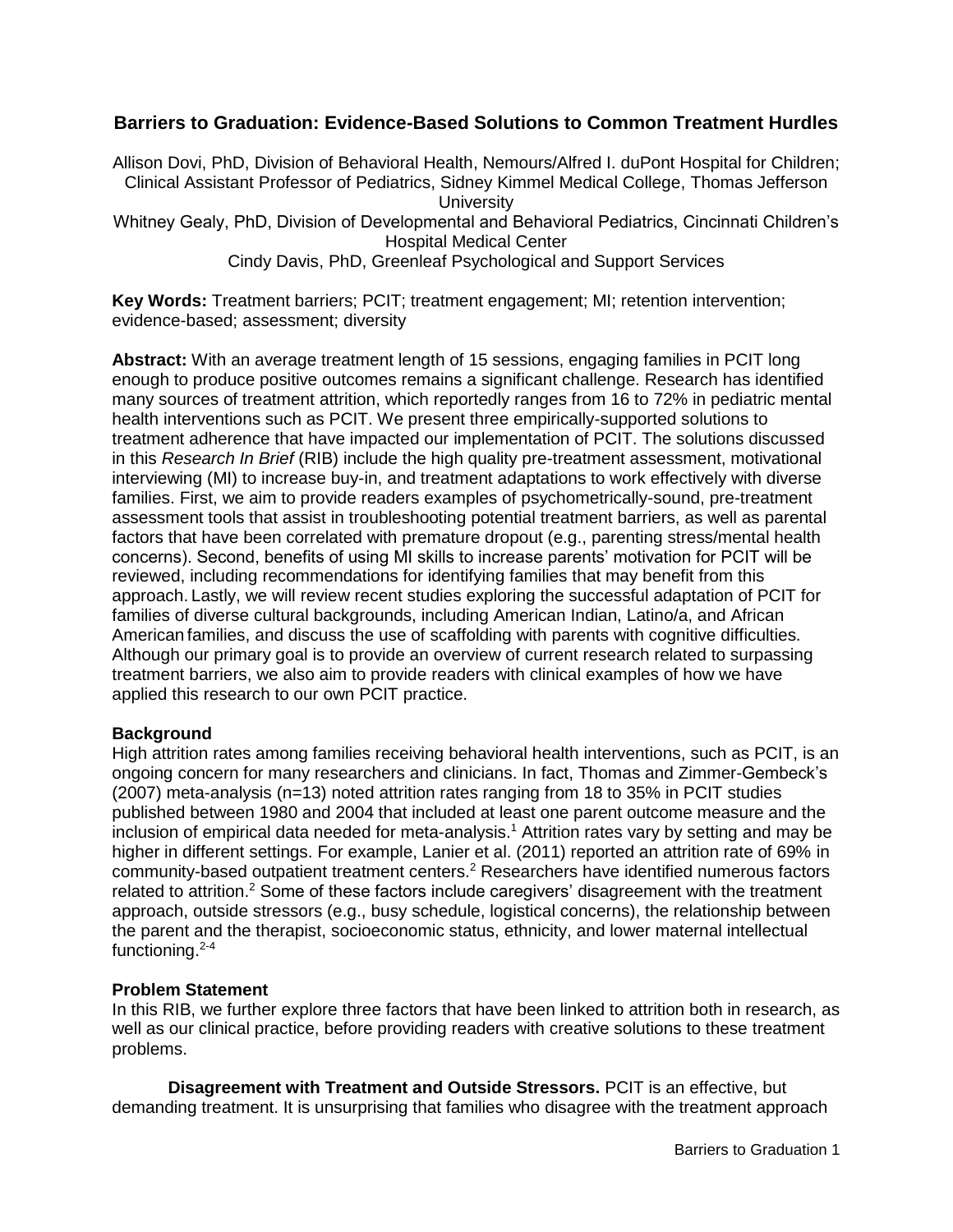# Barriers to Graduation: Evidence-Based Solutions to Common Treatment Hurdles

Allison Dovi, PhD, Division of Behavioral Health, Nemours/Alfred I. duPont Hospital for Children; Clinical Assistant Professor of Pediatrics, Sidney Kimmel Medical College, Thomas Jefferson University

Whitney Gealy, PhD, Division of Developmental and Behavioral Pediatrics, Cincinnati Children's Hospital Medical Center

Cindy Davis, PhD, Greenleaf Psychological and Support Services

**Key Words:** Treatment barriers; PCIT; treatment engagement; MI; retention intervention; evidence-based; assessment; diversity

**Abstract:** With an average treatment length of 15 sessions, engaging families in PCIT long enough to produce positive outcomes remains a significant challenge. Research has identified many sources of treatment attrition, which reportedly ranges from 16 to 72% in pediatric mental health interventions such as PCIT. We present three empirically-supported solutions to treatment adherence that have impacted our implementation of PCIT. The solutions discussed in this *Research In Brief* (RIB) include the high quality pre-treatment assessment, motivational interviewing (MI) to increase buy-in, and treatment adaptations to work effectively with diverse families. First, we aim to provide readers examples of psychometrically-sound, pre-treatment assessment tools that assist in troubleshooting potential treatment barriers, as well as parental factors that have been correlated with premature dropout (e.g., parenting stress/mental health concerns). Second, benefits of using MI skills to increase parents' motivation for PCIT will be reviewed, including recommendations for identifying families that may benefit from this approach. Lastly, we will review recent studies exploring the successful adaptation of PCIT for families of diverse cultural backgrounds, including American Indian, Latino/a, and African American families, and discuss the use of scaffolding with parents with cognitive difficulties. Although our primary goal is to provide an overview of current research related to surpassing treatment barriers, we also aim to provide readers with clinical examples of how we have applied this research to our own PCIT practice.

### Background

High attrition rates among families receiving behavioral health interventions, such as PCIT, is an ongoing concern for many researchers and clinicians. In fact, Thomas and Zimmer-Gembeck's (2007) meta-analysis (n=13) noted attrition rates ranging from 18 to 35% in PCIT studies published between 1980 and 2004 that included at least one parent outcome measure and the inclusion of empirical data needed for meta-analysis.[1] Attrition rates vary by setting and may be higher in different settings. For example, Lanier et al. (2011) reported an attrition rate of 69% in community-based outpatient treatment centers.[2] Researchers have identified numerous factors related to attrition.[2] Some of these factors include caregivers' disagreement with the treatment approach, outside stressors (e.g., busy schedule, logistical concerns), the relationship between the parent and the therapist, socioeconomic status, ethnicity, and lower maternal intellectual functioning.[2-4]

### Problem Statement

In this RIB, we further explore three factors that have been linked to attrition both in research, as well as our clinical practice, before providing readers with creative solutions to these treatment problems.

**Disagreement with Treatment and Outside Stressors.** PCIT is an effective, but demanding treatment. It is unsurprising that families who disagree with the treatment approach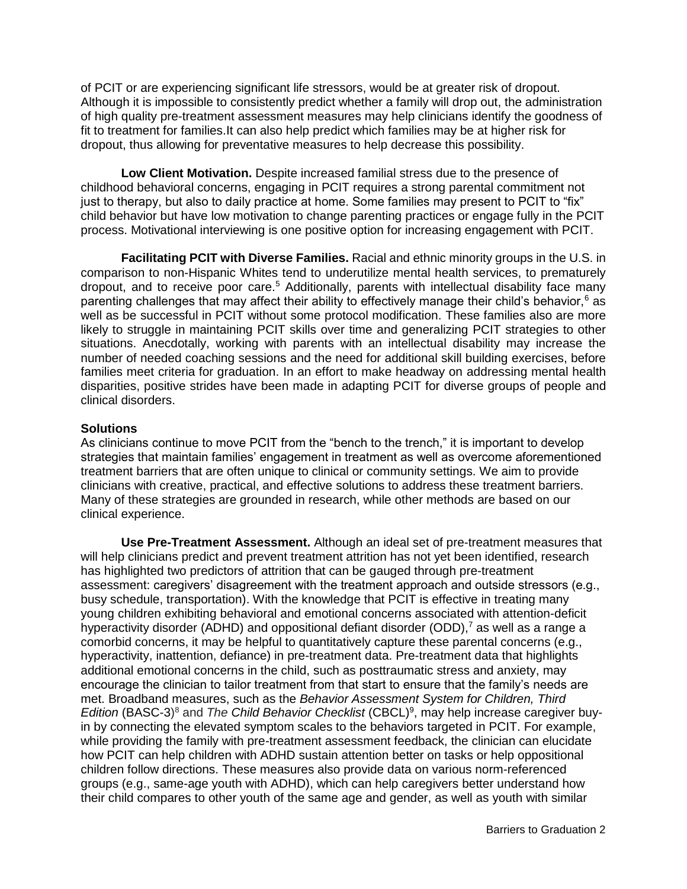of PCIT or are experiencing significant life stressors, would be at greater risk of dropout. Although it is impossible to consistently predict whether a family will drop out, the administration of high quality pre-treatment assessment measures may help clinicians identify the goodness of fit to treatment for families.It can also help predict which families may be at higher risk for dropout, thus allowing for preventative measures to help decrease this possibility.

**Low Client Motivation.** Despite increased familial stress due to the presence of childhood behavioral concerns, engaging in PCIT requires a strong parental commitment not just to therapy, but also to daily practice at home. Some families may present to PCIT to "fix" child behavior but have low motivation to change parenting practices or engage fully in the PCIT process. Motivational interviewing is one positive option for increasing engagement with PCIT.

**Facilitating PCIT with Diverse Families.** Racial and ethnic minority groups in the U.S. in comparison to non-Hispanic Whites tend to underutilize mental health services, to prematurely dropout, and to receive poor care.[5] Additionally, parents with intellectual disability face many parenting challenges that may affect their ability to effectively manage their child's behavior,[6] as well as be successful in PCIT without some protocol modification. These families also are more likely to struggle in maintaining PCIT skills over time and generalizing PCIT strategies to other situations. Anecdotally, working with parents with an intellectual disability may increase the number of needed coaching sessions and the need for additional skill building exercises, before families meet criteria for graduation. In an effort to make headway on addressing mental health disparities, positive strides have been made in adapting PCIT for diverse groups of people and clinical disorders.

**Solutions**

As clinicians continue to move PCIT from the "bench to the trench," it is important to develop strategies that maintain families' engagement in treatment as well as overcome aforementioned treatment barriers that are often unique to clinical or community settings. We aim to provide clinicians with creative, practical, and effective solutions to address these treatment barriers. Many of these strategies are grounded in research, while other methods are based on our clinical experience.

**Use Pre-Treatment Assessment.** Although an ideal set of pre-treatment measures that will help clinicians predict and prevent treatment attrition has not yet been identified, research has highlighted two predictors of attrition that can be gauged through pre-treatment assessment: caregivers' disagreement with the treatment approach and outside stressors (e.g., busy schedule, transportation). With the knowledge that PCIT is effective in treating many young children exhibiting behavioral and emotional concerns associated with attention-deficit hyperactivity disorder (ADHD) and oppositional defiant disorder (ODD),[7] as well as a range a comorbid concerns, it may be helpful to quantitatively capture these parental concerns (e.g., hyperactivity, inattention, defiance) in pre-treatment data. Pre-treatment data that highlights additional emotional concerns in the child, such as posttraumatic stress and anxiety, may encourage the clinician to tailor treatment from that start to ensure that the family's needs are met. Broadband measures, such as the *Behavior Assessment System for Children, Third Edition* (BASC-3)[8] and *The Child Behavior Checklist* (CBCL)[9], may help increase caregiver buy-in by connecting the elevated symptom scales to the behaviors targeted in PCIT. For example, while providing the family with pre-treatment assessment feedback, the clinician can elucidate how PCIT can help children with ADHD sustain attention better on tasks or help oppositional children follow directions. These measures also provide data on various norm-referenced groups (e.g., same-age youth with ADHD), which can help caregivers better understand how their child compares to other youth of the same age and gender, as well as youth with similar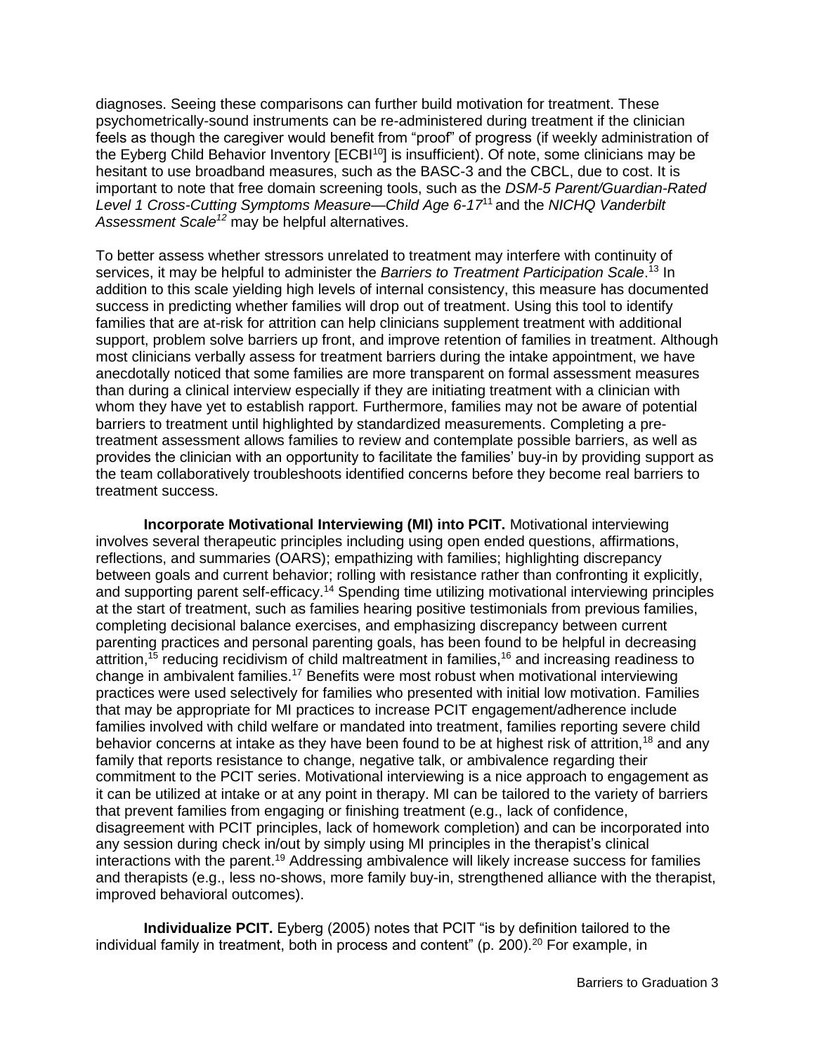diagnoses. Seeing these comparisons can further build motivation for treatment. These psychometrically-sound instruments can be re-administered during treatment if the clinician feels as though the caregiver would benefit from "proof" of progress (if weekly administration of the Eyberg Child Behavior Inventory [ECBI[10]] is insufficient). Of note, some clinicians may be hesitant to use broadband measures, such as the BASC-3 and the CBCL, due to cost. It is important to note that free domain screening tools, such as the *DSM-5 Parent/Guardian-Rated Level 1 Cross-Cutting Symptoms Measure—Child Age 6-17*[11] and the *NICHQ Vanderbilt Assessment Scale*[12] may be helpful alternatives.

To better assess whether stressors unrelated to treatment may interfere with continuity of services, it may be helpful to administer the *Barriers to Treatment Participation Scale*.[13] In addition to this scale yielding high levels of internal consistency, this measure has documented success in predicting whether families will drop out of treatment. Using this tool to identify families that are at-risk for attrition can help clinicians supplement treatment with additional support, problem solve barriers up front, and improve retention of families in treatment. Although most clinicians verbally assess for treatment barriers during the intake appointment, we have anecdotally noticed that some families are more transparent on formal assessment measures than during a clinical interview especially if they are initiating treatment with a clinician with whom they have yet to establish rapport. Furthermore, families may not be aware of potential barriers to treatment until highlighted by standardized measurements. Completing a pre-treatment assessment allows families to review and contemplate possible barriers, as well as provides the clinician with an opportunity to facilitate the families' buy-in by providing support as the team collaboratively troubleshoots identified concerns before they become real barriers to treatment success.

**Incorporate Motivational Interviewing (MI) into PCIT.** Motivational interviewing involves several therapeutic principles including using open ended questions, affirmations, reflections, and summaries (OARS); empathizing with families; highlighting discrepancy between goals and current behavior; rolling with resistance rather than confronting it explicitly, and supporting parent self-efficacy.[14] Spending time utilizing motivational interviewing principles at the start of treatment, such as families hearing positive testimonials from previous families, completing decisional balance exercises, and emphasizing discrepancy between current parenting practices and personal parenting goals, has been found to be helpful in decreasing attrition,[15] reducing recidivism of child maltreatment in families,[16] and increasing readiness to change in ambivalent families.[17] Benefits were most robust when motivational interviewing practices were used selectively for families who presented with initial low motivation. Families that may be appropriate for MI practices to increase PCIT engagement/adherence include families involved with child welfare or mandated into treatment, families reporting severe child behavior concerns at intake as they have been found to be at highest risk of attrition,[18] and any family that reports resistance to change, negative talk, or ambivalence regarding their commitment to the PCIT series. Motivational interviewing is a nice approach to engagement as it can be utilized at intake or at any point in therapy. MI can be tailored to the variety of barriers that prevent families from engaging or finishing treatment (e.g., lack of confidence, disagreement with PCIT principles, lack of homework completion) and can be incorporated into any session during check in/out by simply using MI principles in the therapist's clinical interactions with the parent.[19] Addressing ambivalence will likely increase success for families and therapists (e.g., less no-shows, more family buy-in, strengthened alliance with the therapist, improved behavioral outcomes).

**Individualize PCIT.** Eyberg (2005) notes that PCIT "is by definition tailored to the individual family in treatment, both in process and content" (p. 200).[20] For example, in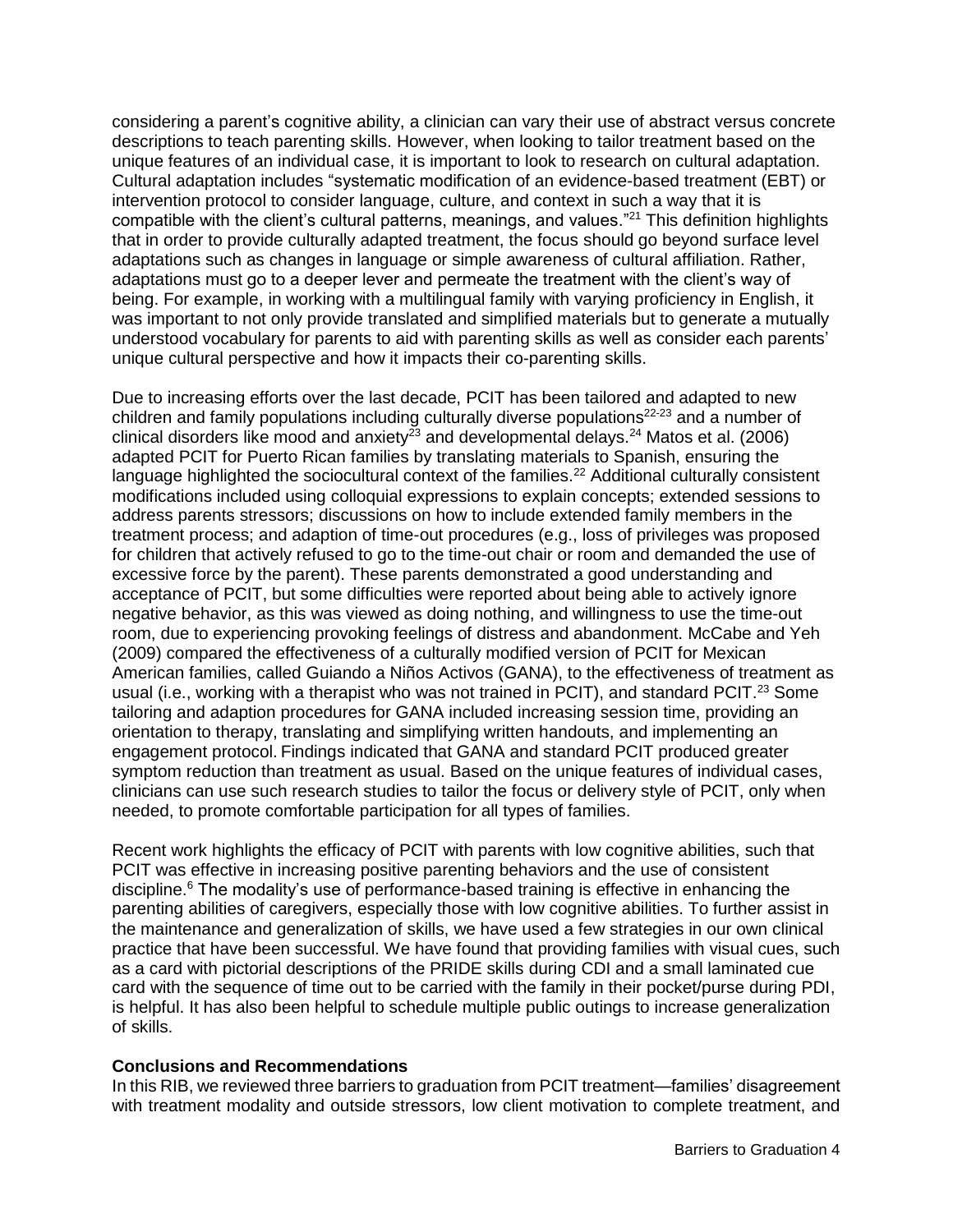considering a parent's cognitive ability, a clinician can vary their use of abstract versus concrete descriptions to teach parenting skills. However, when looking to tailor treatment based on the unique features of an individual case, it is important to look to research on cultural adaptation. Cultural adaptation includes "systematic modification of an evidence-based treatment (EBT) or intervention protocol to consider language, culture, and context in such a way that it is compatible with the client's cultural patterns, meanings, and values."[21] This definition highlights that in order to provide culturally adapted treatment, the focus should go beyond surface level adaptations such as changes in language or simple awareness of cultural affiliation. Rather, adaptations must go to a deeper lever and permeate the treatment with the client's way of being. For example, in working with a multilingual family with varying proficiency in English, it was important to not only provide translated and simplified materials but to generate a mutually understood vocabulary for parents to aid with parenting skills as well as consider each parents' unique cultural perspective and how it impacts their co-parenting skills.

Due to increasing efforts over the last decade, PCIT has been tailored and adapted to new children and family populations including culturally diverse populations[22-23] and a number of clinical disorders like mood and anxiety[23] and developmental delays.[24] Matos et al. (2006) adapted PCIT for Puerto Rican families by translating materials to Spanish, ensuring the language highlighted the sociocultural context of the families.[22] Additional culturally consistent modifications included using colloquial expressions to explain concepts; extended sessions to address parents stressors; discussions on how to include extended family members in the treatment process; and adaption of time-out procedures (e.g., loss of privileges was proposed for children that actively refused to go to the time-out chair or room and demanded the use of excessive force by the parent). These parents demonstrated a good understanding and acceptance of PCIT, but some difficulties were reported about being able to actively ignore negative behavior, as this was viewed as doing nothing, and willingness to use the time-out room, due to experiencing provoking feelings of distress and abandonment. McCabe and Yeh (2009) compared the effectiveness of a culturally modified version of PCIT for Mexican American families, called Guiando a Niños Activos (GANA), to the effectiveness of treatment as usual (i.e., working with a therapist who was not trained in PCIT), and standard PCIT.[23] Some tailoring and adaption procedures for GANA included increasing session time, providing an orientation to therapy, translating and simplifying written handouts, and implementing an engagement protocol. Findings indicated that GANA and standard PCIT produced greater symptom reduction than treatment as usual. Based on the unique features of individual cases, clinicians can use such research studies to tailor the focus or delivery style of PCIT, only when needed, to promote comfortable participation for all types of families.

Recent work highlights the efficacy of PCIT with parents with low cognitive abilities, such that PCIT was effective in increasing positive parenting behaviors and the use of consistent discipline.[6] The modality's use of performance-based training is effective in enhancing the parenting abilities of caregivers, especially those with low cognitive abilities. To further assist in the maintenance and generalization of skills, we have used a few strategies in our own clinical practice that have been successful. We have found that providing families with visual cues, such as a card with pictorial descriptions of the PRIDE skills during CDI and a small laminated cue card with the sequence of time out to be carried with the family in their pocket/purse during PDI, is helpful. It has also been helpful to schedule multiple public outings to increase generalization of skills.

**Conclusions and Recommendations**

In this RIB, we reviewed three barriers to graduation from PCIT treatment—families' disagreement with treatment modality and outside stressors, low client motivation to complete treatment, and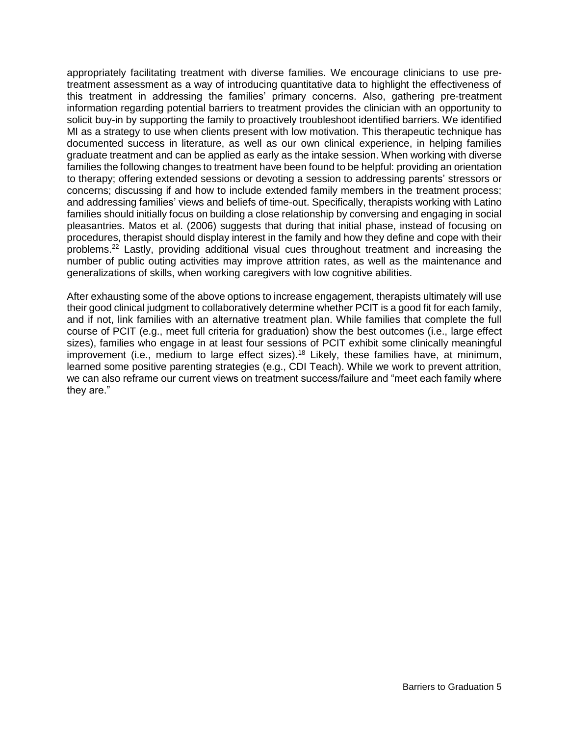appropriately facilitating treatment with diverse families. We encourage clinicians to use pre-treatment assessment as a way of introducing quantitative data to highlight the effectiveness of this treatment in addressing the families' primary concerns. Also, gathering pre-treatment information regarding potential barriers to treatment provides the clinician with an opportunity to solicit buy-in by supporting the family to proactively troubleshoot identified barriers. We identified MI as a strategy to use when clients present with low motivation. This therapeutic technique has documented success in literature, as well as our own clinical experience, in helping families graduate treatment and can be applied as early as the intake session. When working with diverse families the following changes to treatment have been found to be helpful: providing an orientation to therapy; offering extended sessions or devoting a session to addressing parents' stressors or concerns; discussing if and how to include extended family members in the treatment process; and addressing families' views and beliefs of time-out. Specifically, therapists working with Latino families should initially focus on building a close relationship by conversing and engaging in social pleasantries. Matos et al. (2006) suggests that during that initial phase, instead of focusing on procedures, therapist should display interest in the family and how they define and cope with their problems.[22] Lastly, providing additional visual cues throughout treatment and increasing the number of public outing activities may improve attrition rates, as well as the maintenance and generalizations of skills, when working caregivers with low cognitive abilities.

After exhausting some of the above options to increase engagement, therapists ultimately will use their good clinical judgment to collaboratively determine whether PCIT is a good fit for each family, and if not, link families with an alternative treatment plan. While families that complete the full course of PCIT (e.g., meet full criteria for graduation) show the best outcomes (i.e., large effect sizes), families who engage in at least four sessions of PCIT exhibit some clinically meaningful improvement (i.e., medium to large effect sizes).[18] Likely, these families have, at minimum, learned some positive parenting strategies (e.g., CDI Teach). While we work to prevent attrition, we can also reframe our current views on treatment success/failure and "meet each family where they are."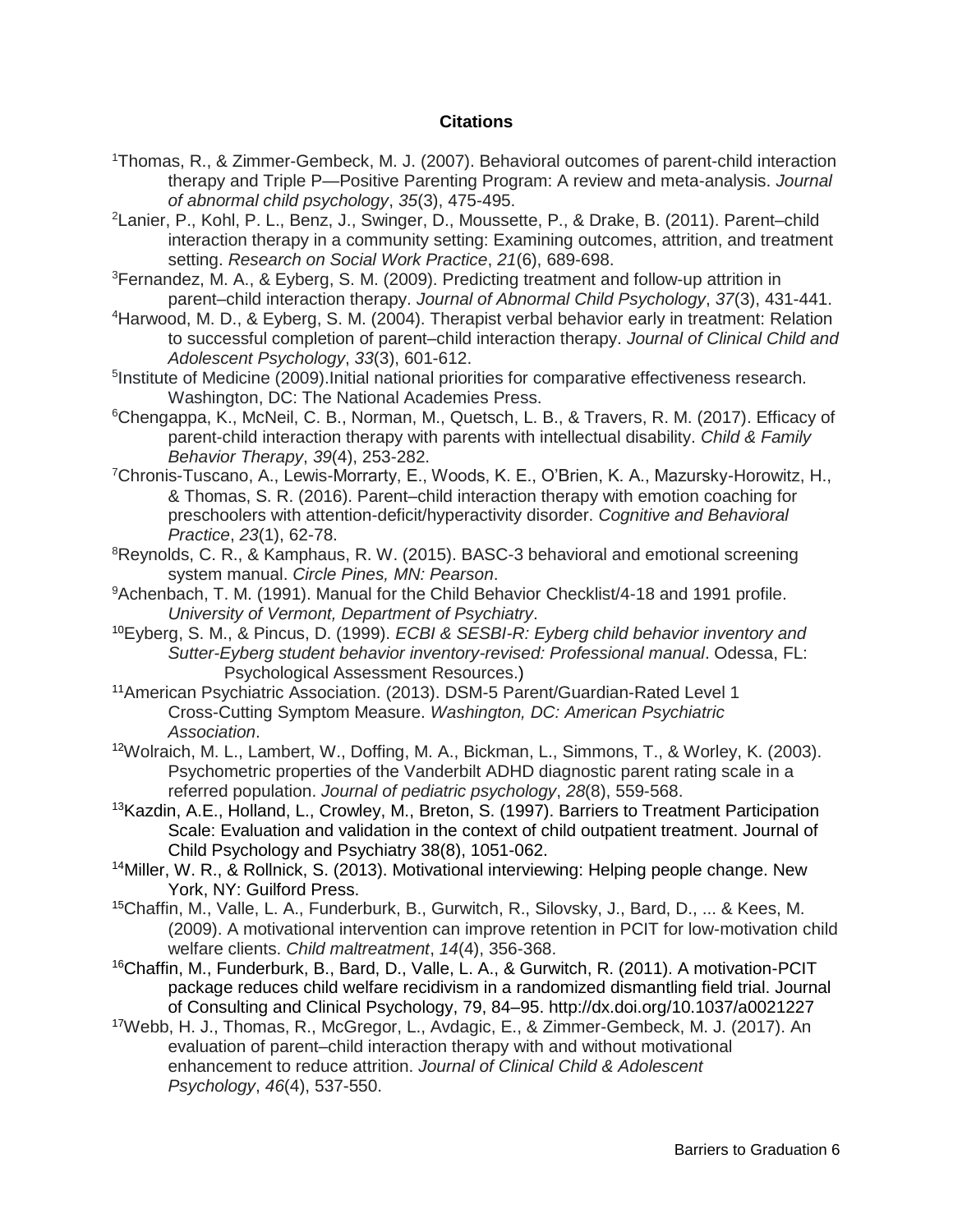**Citations**

[1]Thomas, R., & Zimmer-Gembeck, M. J. (2007). Behavioral outcomes of parent-child interaction therapy and Triple P—Positive Parenting Program: A review and meta-analysis. *Journal of abnormal child psychology*, *35*(3), 475-495.

[2]Lanier, P., Kohl, P. L., Benz, J., Swinger, D., Moussette, P., & Drake, B. (2011). Parent–child interaction therapy in a community setting: Examining outcomes, attrition, and treatment setting. *Research on Social Work Practice*, *21*(6), 689-698.

[3]Fernandez, M. A., & Eyberg, S. M. (2009). Predicting treatment and follow-up attrition in parent–child interaction therapy. *Journal of Abnormal Child Psychology*, *37*(3), 431-441.

[4]Harwood, M. D., & Eyberg, S. M. (2004). Therapist verbal behavior early in treatment: Relation to successful completion of parent–child interaction therapy. *Journal of Clinical Child and Adolescent Psychology*, *33*(3), 601-612.

[5]Institute of Medicine (2009).Initial national priorities for comparative effectiveness research. Washington, DC: The National Academies Press.

[6]Chengappa, K., McNeil, C. B., Norman, M., Quetsch, L. B., & Travers, R. M. (2017). Efficacy of parent-child interaction therapy with parents with intellectual disability. *Child & Family Behavior Therapy*, *39*(4), 253-282.

[7]Chronis-Tuscano, A., Lewis-Morrarty, E., Woods, K. E., O'Brien, K. A., Mazursky-Horowitz, H., & Thomas, S. R. (2016). Parent–child interaction therapy with emotion coaching for preschoolers with attention-deficit/hyperactivity disorder. *Cognitive and Behavioral Practice*, *23*(1), 62-78.

[8]Reynolds, C. R., & Kamphaus, R. W. (2015). BASC-3 behavioral and emotional screening system manual. *Circle Pines, MN: Pearson*.

[9]Achenbach, T. M. (1991). Manual for the Child Behavior Checklist/4-18 and 1991 profile. *University of Vermont, Department of Psychiatry*.

[10]Eyberg, S. M., & Pincus, D. (1999). *ECBI & SESBI-R: Eyberg child behavior inventory and Sutter-Eyberg student behavior inventory-revised: Professional manual*. Odessa, FL: Psychological Assessment Resources.)

[11]American Psychiatric Association. (2013). DSM-5 Parent/Guardian-Rated Level 1 Cross-Cutting Symptom Measure. *Washington, DC: American Psychiatric Association*.

[12]Wolraich, M. L., Lambert, W., Doffing, M. A., Bickman, L., Simmons, T., & Worley, K. (2003). Psychometric properties of the Vanderbilt ADHD diagnostic parent rating scale in a referred population. *Journal of pediatric psychology*, *28*(8), 559-568.

[13]Kazdin, A.E., Holland, L., Crowley, M., Breton, S. (1997). Barriers to Treatment Participation Scale: Evaluation and validation in the context of child outpatient treatment. Journal of Child Psychology and Psychiatry 38(8), 1051-062.

[14]Miller, W. R., & Rollnick, S. (2013). Motivational interviewing: Helping people change. New York, NY: Guilford Press.

[15]Chaffin, M., Valle, L. A., Funderburk, B., Gurwitch, R., Silovsky, J., Bard, D., ... & Kees, M. (2009). A motivational intervention can improve retention in PCIT for low-motivation child welfare clients. *Child maltreatment*, *14*(4), 356-368.

[16]Chaffin, M., Funderburk, B., Bard, D., Valle, L. A., & Gurwitch, R. (2011). A motivation-PCIT package reduces child welfare recidivism in a randomized dismantling field trial. Journal of Consulting and Clinical Psychology, 79, 84–95. http://dx.doi.org/10.1037/a0021227

[17]Webb, H. J., Thomas, R., McGregor, L., Avdagic, E., & Zimmer-Gembeck, M. J. (2017). An evaluation of parent–child interaction therapy with and without motivational enhancement to reduce attrition. *Journal of Clinical Child & Adolescent Psychology*, *46*(4), 537-550.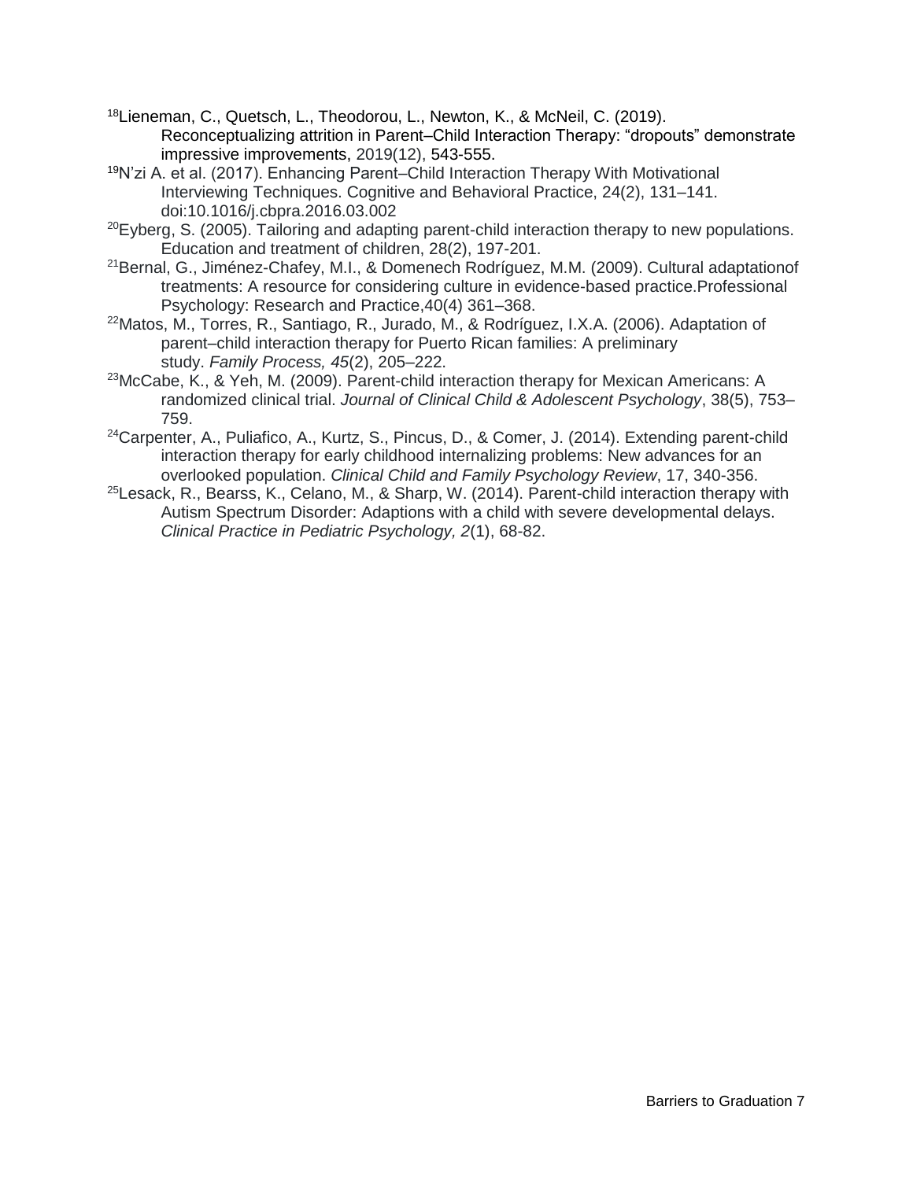[18]Lieneman, C., Quetsch, L., Theodorou, L., Newton, K., & McNeil, C. (2019). Reconceptualizing attrition in Parent–Child Interaction Therapy: "dropouts" demonstrate impressive improvements, 2019(12), 543-555.

[19]N'zi A. et al. (2017). Enhancing Parent–Child Interaction Therapy With Motivational Interviewing Techniques. Cognitive and Behavioral Practice, 24(2), 131–141. doi:10.1016/j.cbpra.2016.03.002

[20]Eyberg, S. (2005). Tailoring and adapting parent-child interaction therapy to new populations. Education and treatment of children, 28(2), 197-201.

[21]Bernal, G., Jiménez-Chafey, M.I., & Domenech Rodríguez, M.M. (2009). Cultural adaptationof treatments: A resource for considering culture in evidence-based practice.Professional Psychology: Research and Practice,40(4) 361–368.

[22]Matos, M., Torres, R., Santiago, R., Jurado, M., & Rodríguez, I.X.A. (2006). Adaptation of parent–child interaction therapy for Puerto Rican families: A preliminary study. *Family Process, 45*(2), 205–222.

[23]McCabe, K., & Yeh, M. (2009). Parent-child interaction therapy for Mexican Americans: A randomized clinical trial. *Journal of Clinical Child & Adolescent Psychology*, 38(5), 753–759.

[24]Carpenter, A., Puliafico, A., Kurtz, S., Pincus, D., & Comer, J. (2014). Extending parent-child interaction therapy for early childhood internalizing problems: New advances for an overlooked population. *Clinical Child and Family Psychology Review*, 17, 340-356.

[25]Lesack, R., Bearss, K., Celano, M., & Sharp, W. (2014). Parent-child interaction therapy with Autism Spectrum Disorder: Adaptions with a child with severe developmental delays. *Clinical Practice in Pediatric Psychology, 2*(1), 68-82.